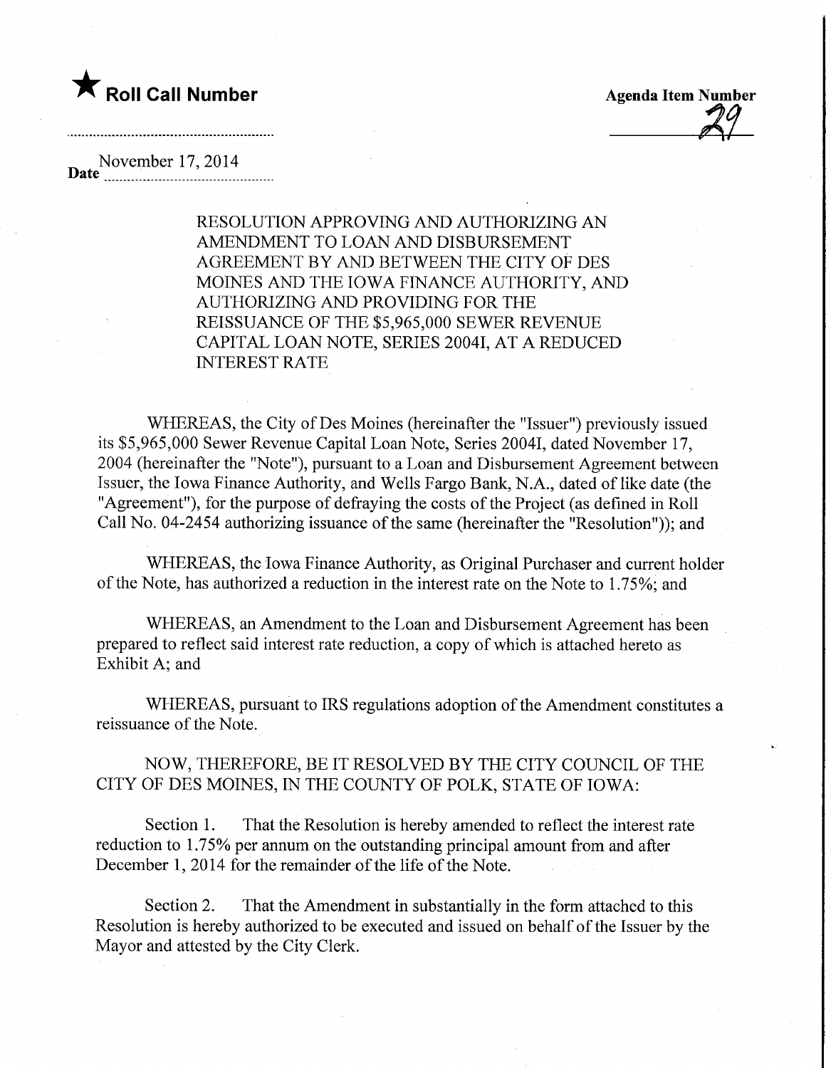★ **Roll Call Number**

**Agenda Item Number** 29

Date November 17, 2014

RESOLUTION APPROVING AND AUTHORIZING AN AMENDMENT TO LOAN AND DISBURSEMENT AGREEMENT BY AND BETWEEN THE CITY OF DES MOINES AND THE IOWA FINANCE AUTHORITY, AND AUTHORIZING AND PROVIDING FOR THE REISSUANCE OF THE $5,965,000 SEWER REVENUE CAPITAL LOAN NOTE, SERIES 2004I, AT A REDUCED INTEREST RATE

WHEREAS, the City of Des Moines (hereinafter the "Issuer") previously issued its $5,965,000 Sewer Revenue Capital Loan Note, Series 2004I, dated November 17, 2004 (hereinafter the "Note"), pursuant to a Loan and Disbursement Agreement between Issuer, the Iowa Finance Authority, and Wells Fargo Bank, N.A., dated of like date (the "Agreement"), for the purpose of defraying the costs of the Project (as defined in Roll Call No. 04-2454 authorizing issuance of the same (hereinafter the "Resolution")); and

WHEREAS, the Iowa Finance Authority, as Original Purchaser and current holder of the Note, has authorized a reduction in the interest rate on the Note to 1.75%; and

WHEREAS, an Amendment to the Loan and Disbursement Agreement has been prepared to reflect said interest rate reduction, a copy of which is attached hereto as Exhibit A; and

WHEREAS, pursuant to IRS regulations adoption of the Amendment constitutes a reissuance of the Note.

NOW, THEREFORE, BE IT RESOLVED BY THE CITY COUNCIL OF THE CITY OF DES MOINES, IN THE COUNTY OF POLK, STATE OF IOWA:

Section 1. That the Resolution is hereby amended to reflect the interest rate reduction to 1.75% per annum on the outstanding principal amount from and after December 1, 2014 for the remainder of the life of the Note.

Section 2. That the Amendment in substantially in the form attached to this Resolution is hereby authorized to be executed and issued on behalf of the Issuer by the Mayor and attested by the City Clerk.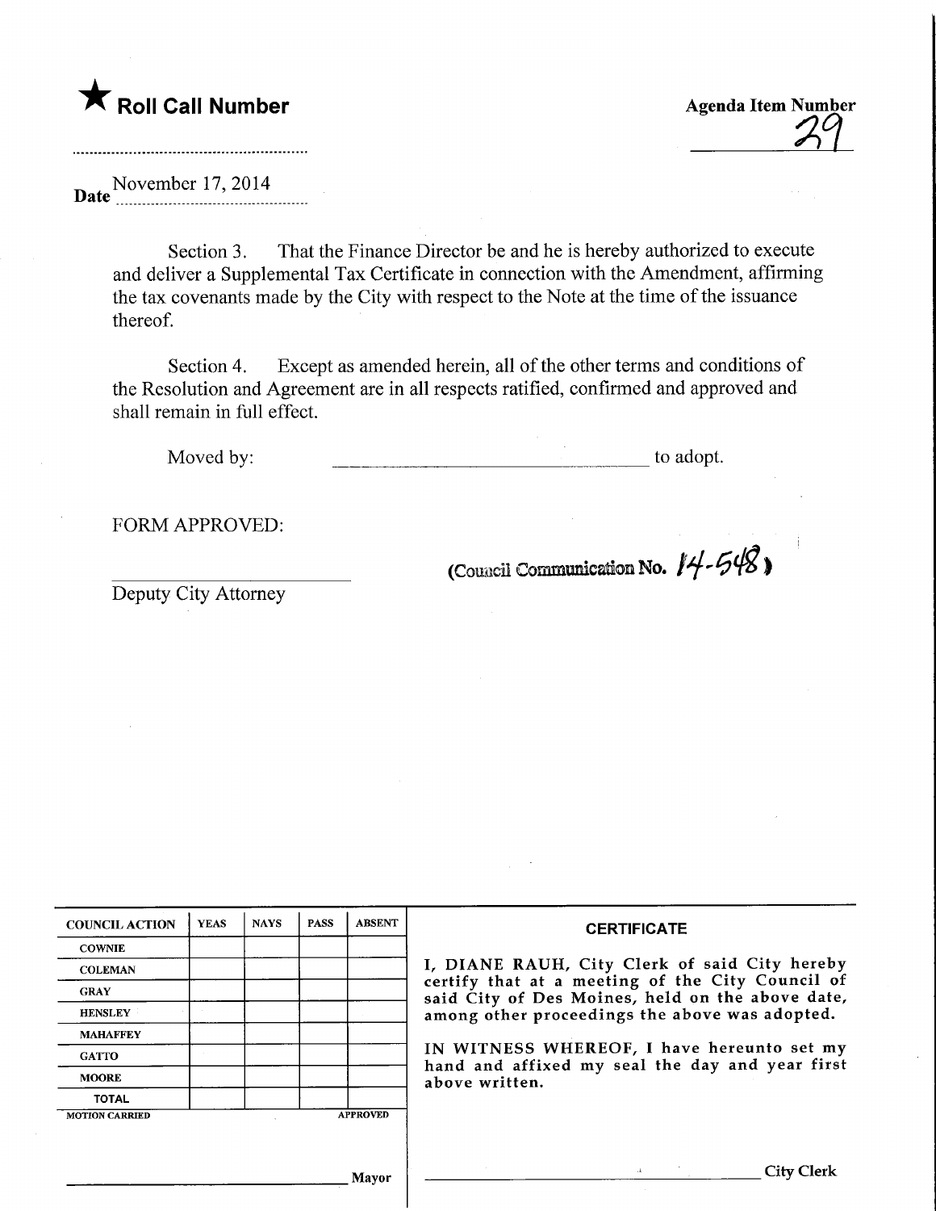★ **Roll Call Number**

**Agenda Item Number**
29

**Date** November 17, 2014

Section 3. That the Finance Director be and he is hereby authorized to execute and deliver a Supplemental Tax Certificate in connection with the Amendment, affirming the tax covenants made by the City with respect to the Note at the time of the issuance thereof.

Section 4. Except as amended herein, all of the other terms and conditions of the Resolution and Agreement are in all respects ratified, confirmed and approved and shall remain in full effect.

Moved by: ______________________________ to adopt.

FORM APPROVED:

______________________
Deputy City Attorney

(Council Communication No. 14-548)

| COUNCIL ACTION | YEAS | NAYS | PASS | ABSENT |
|---|---|---|---|---|
| COWNIE | | | | |
| COLEMAN | | | | |
| GRAY | | | | |
| HENSLEY | | | | |
| MAHAFFEY | | | | |
| GATTO | | | | |
| MOORE | | | | |
| TOTAL | | | | |
| MOTION CARRIED | | | | APPROVED |

______________________ Mayor

**CERTIFICATE**

I, DIANE RAUH, City Clerk of said City hereby certify that at a meeting of the City Council of said City of Des Moines, held on the above date, among other proceedings the above was adopted.

IN WITNESS WHEREOF, I have hereunto set my hand and affixed my seal the day and year first above written.

______________________ City Clerk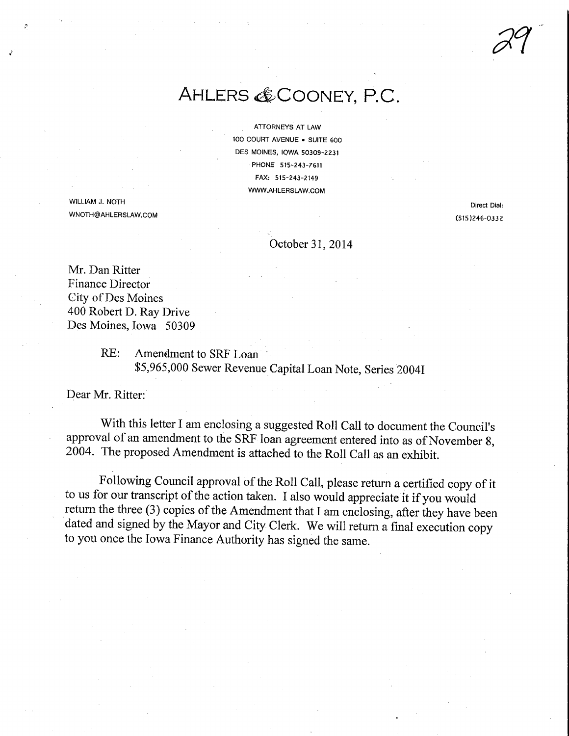# AHLERS & COONEY, P.C.

ATTORNEYS AT LAW
100 COURT AVENUE • SUITE 600
DES MOINES, IOWA 50309-2231
PHONE 515-243-7611
FAX: 515-243-2149
WWW.AHLERSLAW.COM

WILLIAM J. NOTH
WNOTH@AHLERSLAW.COM

Direct Dial:
(515)246-0332

October 31, 2014

Mr. Dan Ritter
Finance Director
City of Des Moines
400 Robert D. Ray Drive
Des Moines, Iowa 50309

RE: Amendment to SRF Loan
$5,965,000 Sewer Revenue Capital Loan Note, Series 2004I

Dear Mr. Ritter:

With this letter I am enclosing a suggested Roll Call to document the Council's approval of an amendment to the SRF loan agreement entered into as of November 8, 2004. The proposed Amendment is attached to the Roll Call as an exhibit.

Following Council approval of the Roll Call, please return a certified copy of it to us for our transcript of the action taken. I also would appreciate it if you would return the three (3) copies of the Amendment that I am enclosing, after they have been dated and signed by the Mayor and City Clerk. We will return a final execution copy to you once the Iowa Finance Authority has signed the same.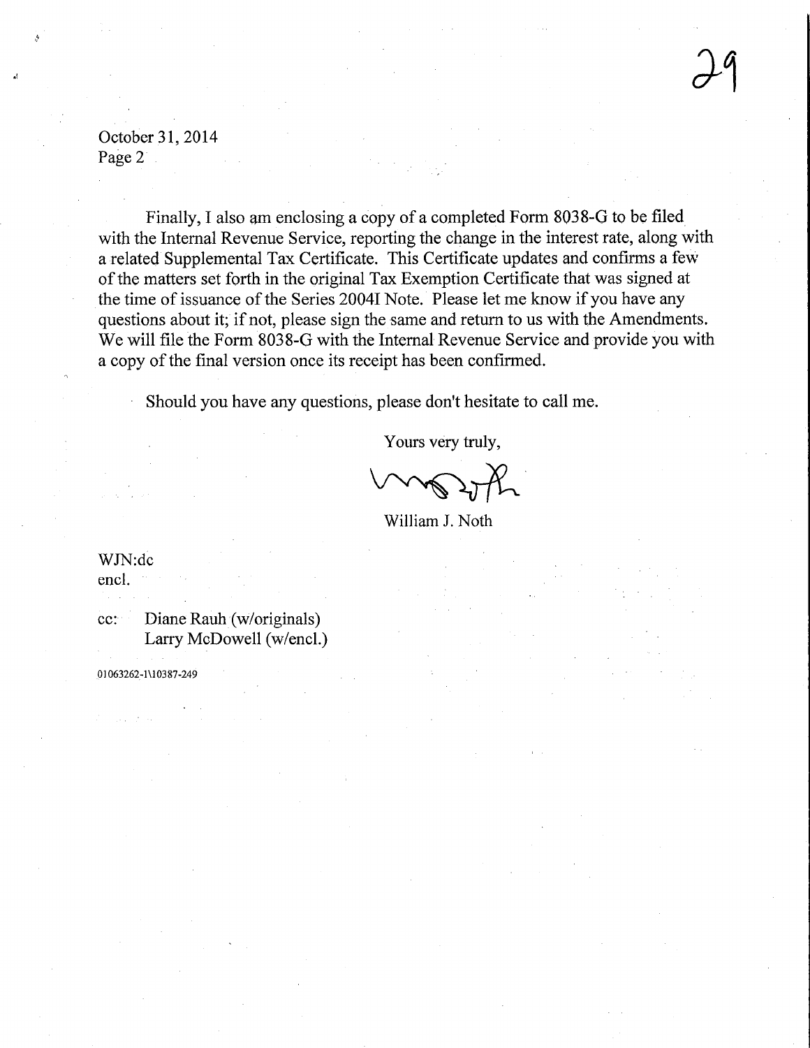October 31, 2014
Page 2

Finally, I also am enclosing a copy of a completed Form 8038-G to be filed with the Internal Revenue Service, reporting the change in the interest rate, along with a related Supplemental Tax Certificate. This Certificate updates and confirms a few of the matters set forth in the original Tax Exemption Certificate that was signed at the time of issuance of the Series 2004I Note. Please let me know if you have any questions about it; if not, please sign the same and return to us with the Amendments. We will file the Form 8038-G with the Internal Revenue Service and provide you with a copy of the final version once its receipt has been confirmed.

Should you have any questions, please don't hesitate to call me.

Yours very truly,

William J. Noth

WJN:dc
encl.

cc: Diane Rauh (w/originals)
Larry McDowell (w/encl.)

01063262-1\10387-249